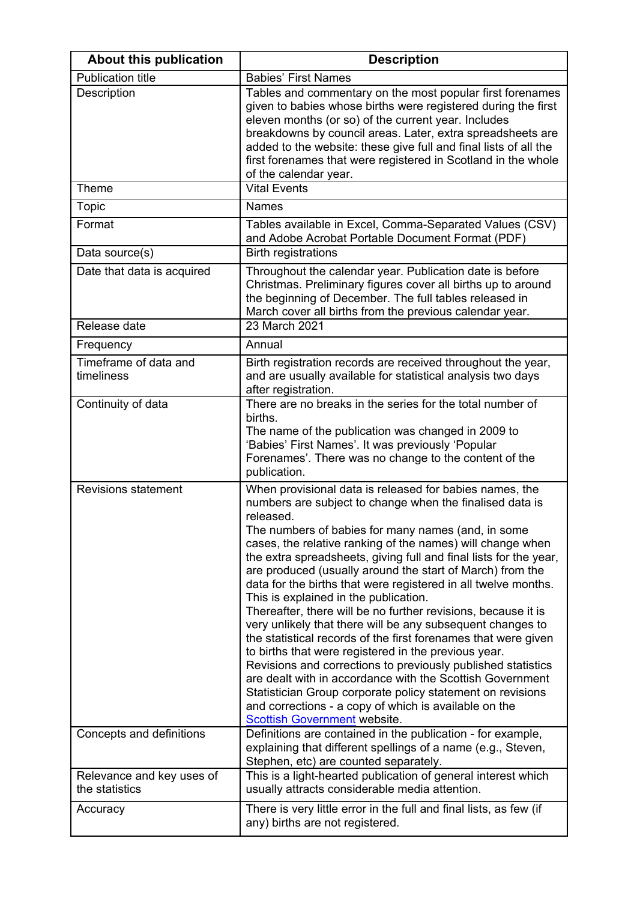| About this publication | Description |
|---|---|
| Publication title | Babies' First Names |
| Description | Tables and commentary on the most popular first forenames given to babies whose births were registered during the first eleven months (or so) of the current year. Includes breakdowns by council areas. Later, extra spreadsheets are added to the website: these give full and final lists of all the first forenames that were registered in Scotland in the whole of the calendar year. |
| Theme | Vital Events |
| Topic | Names |
| Format | Tables available in Excel, Comma-Separated Values (CSV) and Adobe Acrobat Portable Document Format (PDF) |
| Data source(s) | Birth registrations |
| Date that data is acquired | Throughout the calendar year. Publication date is before Christmas. Preliminary figures cover all births up to around the beginning of December. The full tables released in March cover all births from the previous calendar year. |
| Release date | 23 March 2021 |
| Frequency | Annual |
| Timeframe of data and timeliness | Birth registration records are received throughout the year, and are usually available for statistical analysis two days after registration. |
| Continuity of data | There are no breaks in the series for the total number of births.<br>The name of the publication was changed in 2009 to 'Babies' First Names'. It was previously 'Popular Forenames'. There was no change to the content of the publication. |
| Revisions statement | When provisional data is released for babies names, the numbers are subject to change when the finalised data is released.<br>The numbers of babies for many names (and, in some cases, the relative ranking of the names) will change when the extra spreadsheets, giving full and final lists for the year, are produced (usually around the start of March) from the data for the births that were registered in all twelve months. This is explained in the publication.<br>Thereafter, there will be no further revisions, because it is very unlikely that there will be any subsequent changes to the statistical records of the first forenames that were given to births that were registered in the previous year.<br>Revisions and corrections to previously published statistics are dealt with in accordance with the Scottish Government Statistician Group corporate policy statement on revisions and corrections - a copy of which is available on the Scottish Government website. |
| Concepts and definitions | Definitions are contained in the publication - for example, explaining that different spellings of a name (e.g., Steven, Stephen, etc) are counted separately. |
| Relevance and key uses of the statistics | This is a light-hearted publication of general interest which usually attracts considerable media attention. |
| Accuracy | There is very little error in the full and final lists, as few (if any) births are not registered. |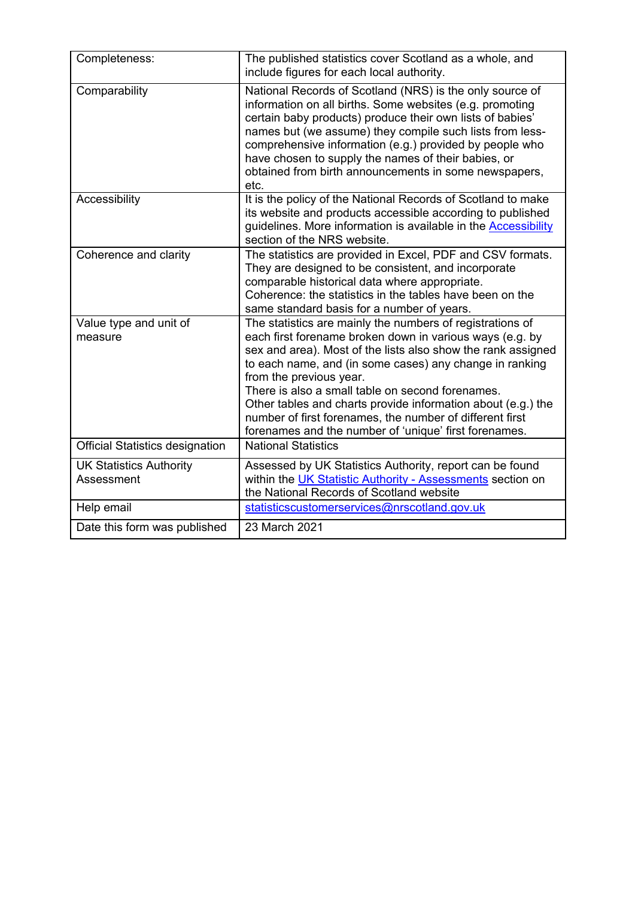| | |
|---|---|
| Completeness: | The published statistics cover Scotland as a whole, and include figures for each local authority. |
| Comparability | National Records of Scotland (NRS) is the only source of information on all births. Some websites (e.g. promoting certain baby products) produce their own lists of babies' names but (we assume) they compile such lists from less-comprehensive information (e.g.) provided by people who have chosen to supply the names of their babies, or obtained from birth announcements in some newspapers, etc. |
| Accessibility | It is the policy of the National Records of Scotland to make its website and products accessible according to published guidelines. More information is available in the Accessibility section of the NRS website. |
| Coherence and clarity | The statistics are provided in Excel, PDF and CSV formats. They are designed to be consistent, and incorporate comparable historical data where appropriate. Coherence: the statistics in the tables have been on the same standard basis for a number of years. |
| Value type and unit of measure | The statistics are mainly the numbers of registrations of each first forename broken down in various ways (e.g. by sex and area). Most of the lists also show the rank assigned to each name, and (in some cases) any change in ranking from the previous year. There is also a small table on second forenames. Other tables and charts provide information about (e.g.) the number of first forenames, the number of different first forenames and the number of 'unique' first forenames. |
| Official Statistics designation | National Statistics |
| UK Statistics Authority Assessment | Assessed by UK Statistics Authority, report can be found within the UK Statistic Authority - Assessments section on the National Records of Scotland website |
| Help email | statisticscustomerservices@nrscotland.gov.uk |
| Date this form was published | 23 March 2021 |